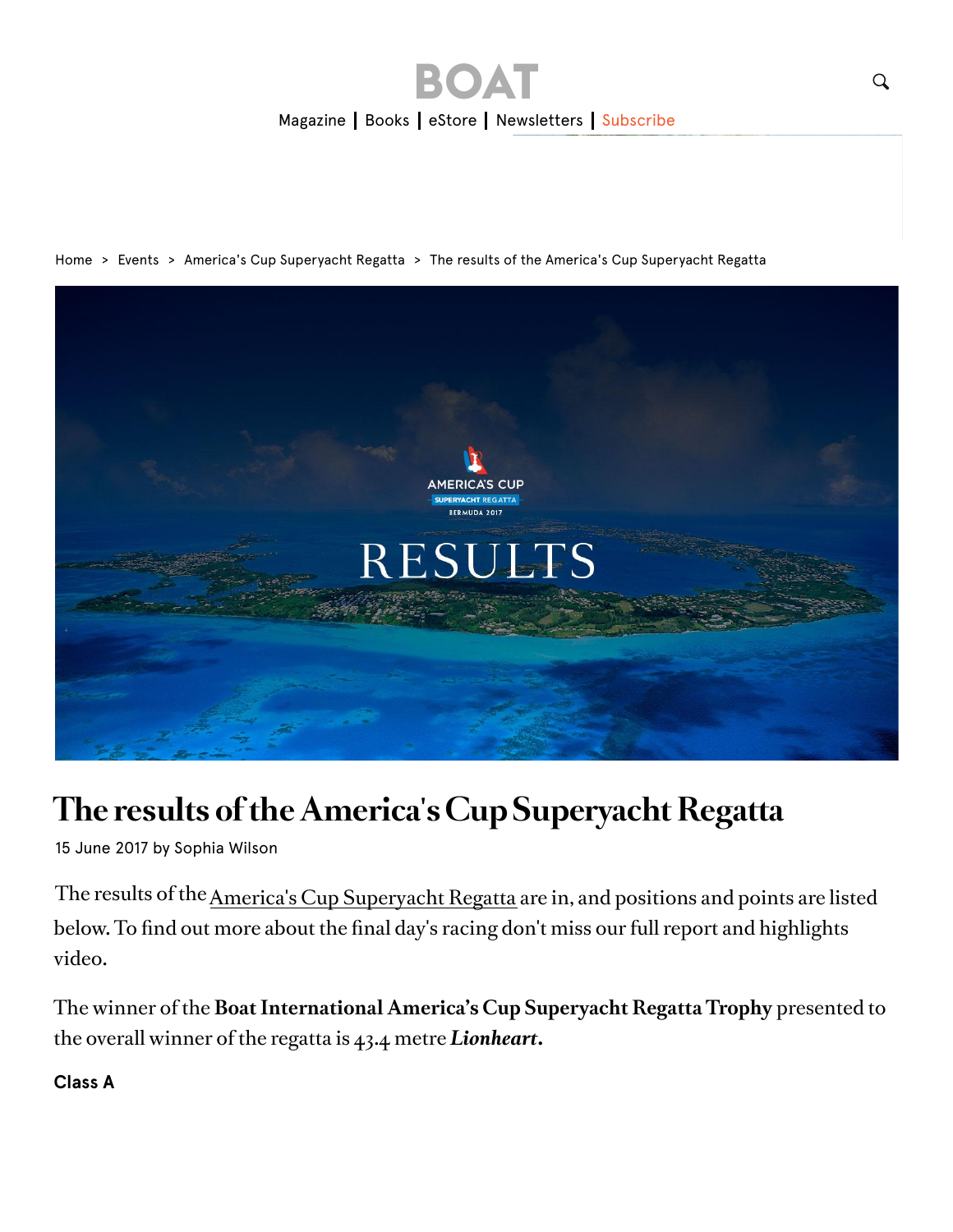Home > Events > America's Cup Superyacht Regatta > The results of the America's Cup Superyacht Regatta

# The results of the America's Cup Superyacht Regatta

15 June 2017 by Sophia Wilson

The results of the America's Cup Superyacht Regatta are in, and positions and points are listed below. To find out more about the final day's racing don't miss our full report and highlights video.

The winner of the **Boat International America's Cup Superyacht Regatta Trophy** presented to the overall winner of the regatta is 43.4 metre ***Lionheart*.**

**Class A**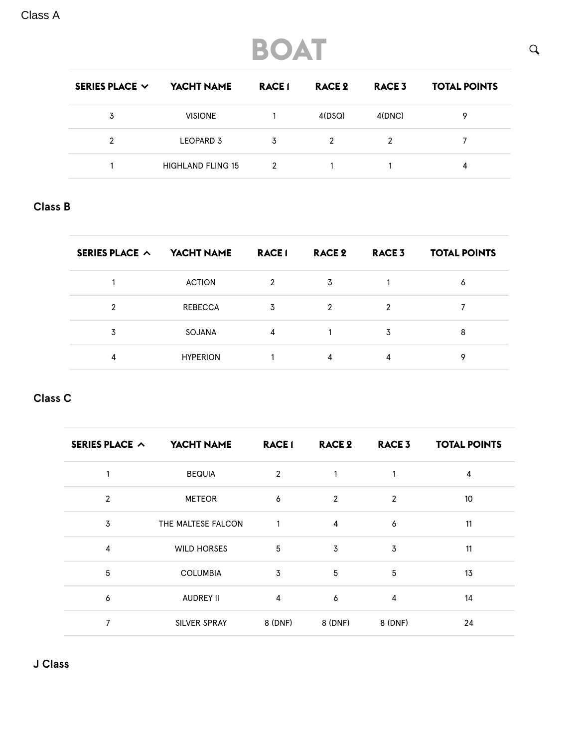Class A

BOAT

| SERIES PLACE | YACHT NAME | RACE 1 | RACE 2 | RACE 3 | TOTAL POINTS |
|---|---|---|---|---|---|
| 3 | VISIONE | 1 | 4(DSQ) | 4(DNC) | 9 |
| 2 | LEOPARD 3 | 3 | 2 | 2 | 7 |
| 1 | HIGHLAND FLING 15 | 2 | 1 | 1 | 4 |

## Class B

| SERIES PLACE | YACHT NAME | RACE 1 | RACE 2 | RACE 3 | TOTAL POINTS |
|---|---|---|---|---|---|
| 1 | ACTION | 2 | 3 | 1 | 6 |
| 2 | REBECCA | 3 | 2 | 2 | 7 |
| 3 | SOJANA | 4 | 1 | 3 | 8 |
| 4 | HYPERION | 1 | 4 | 4 | 9 |

## Class C

| SERIES PLACE | YACHT NAME | RACE 1 | RACE 2 | RACE 3 | TOTAL POINTS |
|---|---|---|---|---|---|
| 1 | BEQUIA | 2 | 1 | 1 | 4 |
| 2 | METEOR | 6 | 2 | 2 | 10 |
| 3 | THE MALTESE FALCON | 1 | 4 | 6 | 11 |
| 4 | WILD HORSES | 5 | 3 | 3 | 11 |
| 5 | COLUMBIA | 3 | 5 | 5 | 13 |
| 6 | AUDREY II | 4 | 6 | 4 | 14 |
| 7 | SILVER SPRAY | 8 (DNF) | 8 (DNF) | 8 (DNF) | 24 |

## J Class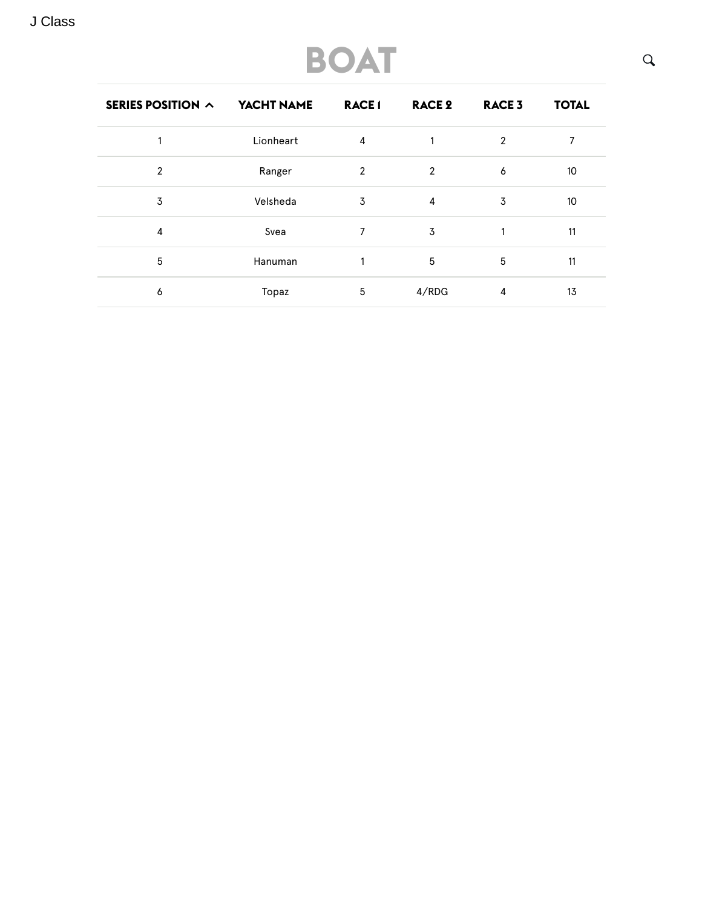J Class

# BOAT

| SERIES POSITION ^ | YACHT NAME | RACE 1 | RACE 2 | RACE 3 | TOTAL |
|---|---|---|---|---|---|
| 1 | Lionheart | 4 | 1 | 2 | 7 |
| 2 | Ranger | 2 | 2 | 6 | 10 |
| 3 | Velsheda | 3 | 4 | 3 | 10 |
| 4 | Svea | 7 | 3 | 1 | 11 |
| 5 | Hanuman | 1 | 5 | 5 | 11 |
| 6 | Topaz | 5 | 4/RDG | 4 | 13 |